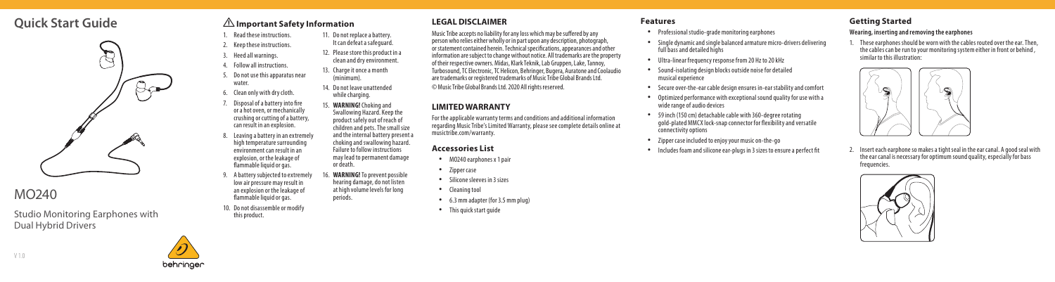# Quick Start Guide

# MO240

Studio Monitoring Earphones with Dual Hybrid Drivers

V 1.0

## ⚠ Important Safety Information

1. Read these instructions.
2. Keep these instructions.
3. Heed all warnings.
4. Follow all instructions.
5. Do not use this apparatus near water.
6. Clean only with dry cloth.
7. Disposal of a battery into fire or a hot oven, or mechanically crushing or cutting of a battery, can result in an explosion.
8. Leaving a battery in an extremely high temperature surrounding environment can result in an explosion, or the leakage of flammable liquid or gas.
9. A battery subjected to extremely low air pressure may result in an explosion or the leakage of flammable liquid or gas.
10. Do not disassemble or modify this product.
11. Do not replace a battery. It can defeat a safeguard.
12. Please store this product in a clean and dry environment.
13. Charge it once a month (minimum).
14. Do not leave unattended while charging.
15. **WARNING!** Choking and Swallowing Hazard. Keep the product safely out of reach of children and pets. The small size and the internal battery present a choking and swallowing hazard. Failure to follow instructions may lead to permanent damage or death.
16. **WARNING!** To prevent possible hearing damage, do not listen at high volume levels for long periods.

## LEGAL DISCLAIMER

Music Tribe accepts no liability for any loss which may be suffered by any person who relies either wholly or in part upon any description, photograph, or statement contained herein. Technical specifications, appearances and other information are subject to change without notice. All trademarks are the property of their respective owners. Midas, Klark Teknik, Lab Gruppen, Lake, Tannoy, Turbosound, TC Electronic, TC Helicon, Behringer, Bugera, Auratone and Coolaudio are trademarks or registered trademarks of Music Tribe Global Brands Ltd. © Music Tribe Global Brands Ltd. 2020 All rights reserved.

## LIMITED WARRANTY

For the applicable warranty terms and conditions and additional information regarding Music Tribe's Limited Warranty, please see complete details online at musictribe.com/warranty.

## Accessories List

- MO240 earphones x 1 pair
- Zipper case
- Silicone sleeves in 3 sizes
- Cleaning tool
- 6.3 mm adapter (for 3.5 mm plug)
- This quick start guide

## Features

- Professional studio-grade monitoring earphones
- Single dynamic and single balanced armature micro-drivers delivering full bass and detailed highs
- Ultra-linear frequency response from 20 Hz to 20 kHz
- Sound-isolating design blocks outside noise for detailed musical experience
- Secure over-the-ear cable design ensures in-ear stability and comfort
- Optimized performance with exceptional sound quality for use with a wide range of audio devices
- 59 inch (150 cm) detachable cable with 360-degree rotating gold-plated MMCX lock-snap connector for flexibility and versatile connectivity options
- Zipper case included to enjoy your music on-the-go
- Includes foam and silicone ear-plugs in 3 sizes to ensure a perfect fit

## Getting Started

**Wearing, inserting and removing the earphones**

1. These earphones should be worn with the cables routed over the ear. Then, the cables can be run to your monitoring system either in front or behind, similar to this illustration:
2. Insert each earphone so makes a tight seal in the ear canal. A good seal with the ear canal is necessary for optimum sound quality, especially for bass frequencies.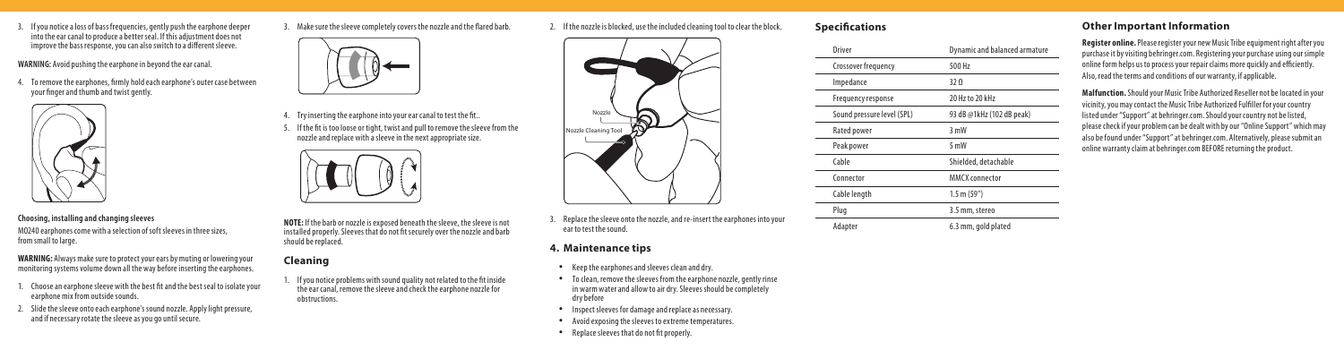3. If you notice a loss of bass frequencies, gently push the earphone deeper into the ear canal to produce a better seal. If this adjustment does not improve the bass response, you can also switch to a different sleeve.

**WARNING:** Avoid pushing the earphone in beyond the ear canal.

4. To remove the earphones, firmly hold each earphone's outer case between your finger and thumb and twist gently.

**Choosing, installing and changing sleeves**

MO240 earphones come with a selection of soft sleeves in three sizes, from small to large.

**WARNING:** Always make sure to protect your ears by muting or lowering your monitoring systems volume down all the way before inserting the earphones.

1. Choose an earphone sleeve with the best fit and the best seal to isolate your earphone mix from outside sounds.
2. Slide the sleeve onto each earphone's sound nozzle. Apply light pressure, and if necessary rotate the sleeve as you go until secure.
3. Make sure the sleeve completely covers the nozzle and the flared barb.
4. Try inserting the earphone into your ear canal to test the fit..
5. If the fit is too loose or tight, twist and pull to remove the sleeve from the nozzle and replace with a sleeve in the next appropriate size.

**NOTE:** If the barb or nozzle is exposed beneath the sleeve, the sleeve is not installed properly. Sleeves that do not fit securely over the nozzle and barb should be replaced.

## Cleaning

1. If you notice problems with sound quality not related to the fit inside the ear canal, remove the sleeve and check the earphone nozzle for obstructions.
2. If the nozzle is blocked, use the included cleaning tool to clear the block.

Nozzle

Nozzle Cleaning Tool

3. Replace the sleeve onto the nozzle, and re-insert the earphones into your ear to test the sound.

## 4. Maintenance tips

- Keep the earphones and sleeves clean and dry.
- To clean, remove the sleeves from the earphone nozzle, gently rinse in warm water and allow to air dry. Sleeves should be completely dry before
- Inspect sleeves for damage and replace as necessary.
- Avoid exposing the sleeves to extreme temperatures.
- Replace sleeves that do not fit properly.

## Specifications

| | |
|---|---|
| Driver | Dynamic and balanced armature |
| Crossover frequency | 500 Hz |
| Impedance | 32 Ω |
| Frequency response | 20 Hz to 20 kHz |
| Sound pressure level (SPL) | 93 dB @1kHz (102 dB peak) |
| Rated power | 3 mW |
| Peak power | 5 mW |
| Cable | Shielded, detachable |
| Connector | MMCX connector |
| Cable length | 1.5 m (59") |
| Plug | 3.5 mm, stereo |
| Adapter | 6.3 mm, gold plated |

## Other Important Information

**Register online.** Please register your new Music Tribe equipment right after you purchase it by visiting behringer.com. Registering your purchase using our simple online form helps us to process your repair claims more quickly and efficiently. Also, read the terms and conditions of our warranty, if applicable.

**Malfunction.** Should your Music Tribe Authorized Reseller not be located in your vicinity, you may contact the Music Tribe Authorized Fulfiller for your country listed under "Support" at behringer.com. Should your country not be listed, please check if your problem can be dealt with by our "Online Support" which may also be found under "Support" at behringer.com. Alternatively, please submit an online warranty claim at behringer.com BEFORE returning the product.